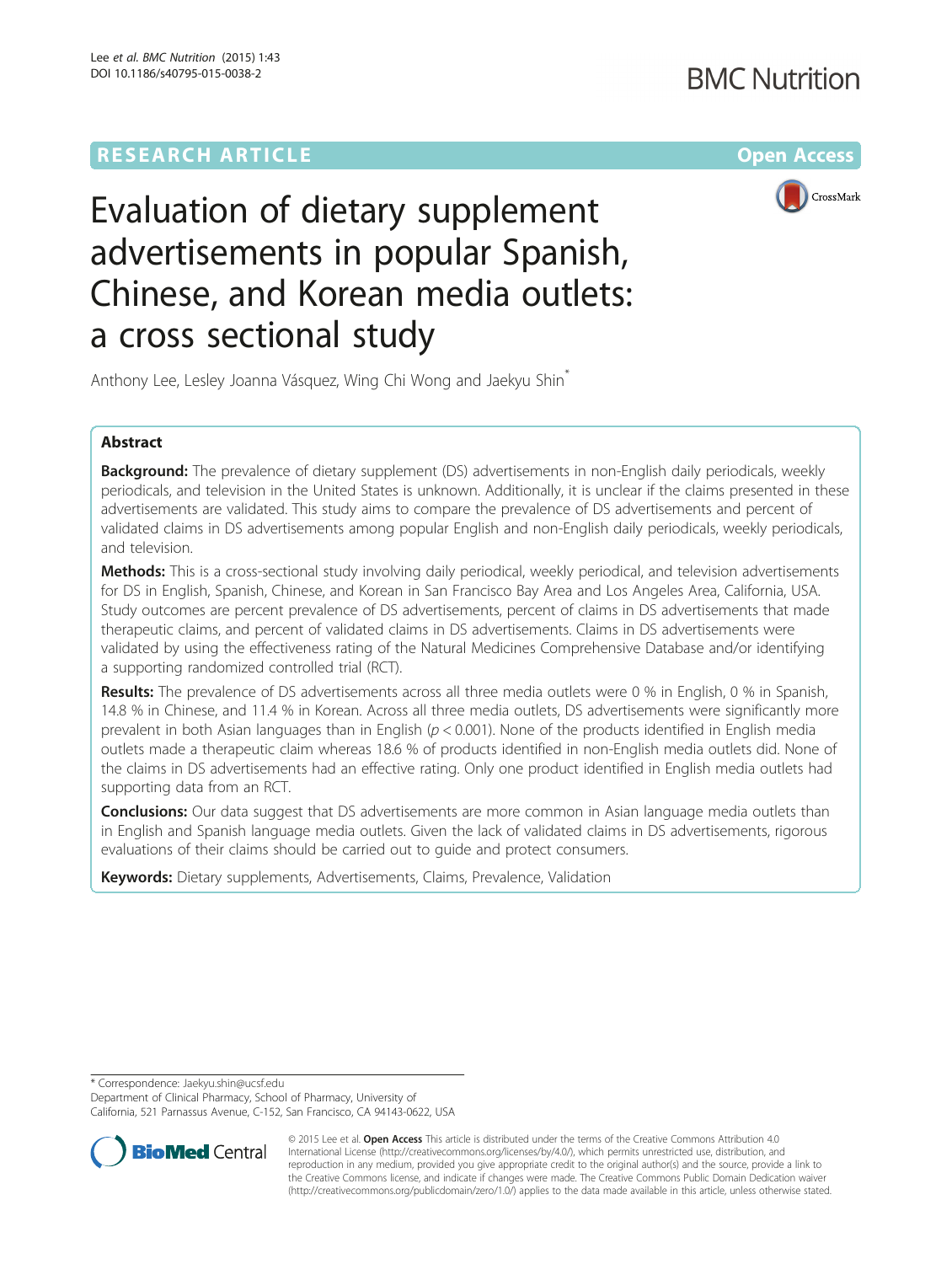RESEARCH ARTICLE

Open Access

# Evaluation of dietary supplement advertisements in popular Spanish, Chinese, and Korean media outlets: a cross sectional study

Anthony Lee, Lesley Joanna Vásquez, Wing Chi Wong and Jaekyu Shin*

## Abstract

**Background:** The prevalence of dietary supplement (DS) advertisements in non-English daily periodicals, weekly periodicals, and television in the United States is unknown. Additionally, it is unclear if the claims presented in these advertisements are validated. This study aims to compare the prevalence of DS advertisements and percent of validated claims in DS advertisements among popular English and non-English daily periodicals, weekly periodicals, and television.

**Methods:** This is a cross-sectional study involving daily periodical, weekly periodical, and television advertisements for DS in English, Spanish, Chinese, and Korean in San Francisco Bay Area and Los Angeles Area, California, USA. Study outcomes are percent prevalence of DS advertisements, percent of claims in DS advertisements that made therapeutic claims, and percent of validated claims in DS advertisements. Claims in DS advertisements were validated by using the effectiveness rating of the Natural Medicines Comprehensive Database and/or identifying a supporting randomized controlled trial (RCT).

**Results:** The prevalence of DS advertisements across all three media outlets were 0 % in English, 0 % in Spanish, 14.8 % in Chinese, and 11.4 % in Korean. Across all three media outlets, DS advertisements were significantly more prevalent in both Asian languages than in English ($p < 0.001$). None of the products identified in English media outlets made a therapeutic claim whereas 18.6 % of products identified in non-English media outlets did. None of the claims in DS advertisements had an effective rating. Only one product identified in English media outlets had supporting data from an RCT.

**Conclusions:** Our data suggest that DS advertisements are more common in Asian language media outlets than in English and Spanish language media outlets. Given the lack of validated claims in DS advertisements, rigorous evaluations of their claims should be carried out to guide and protect consumers.

**Keywords:** Dietary supplements, Advertisements, Claims, Prevalence, Validation

\* Correspondence: Jaekyu.shin@ucsf.edu
Department of Clinical Pharmacy, School of Pharmacy, University of California, 521 Parnassus Avenue, C-152, San Francisco, CA 94143-0622, USA

© 2015 Lee et al. **Open Access** This article is distributed under the terms of the Creative Commons Attribution 4.0 International License (http://creativecommons.org/licenses/by/4.0/), which permits unrestricted use, distribution, and reproduction in any medium, provided you give appropriate credit to the original author(s) and the source, provide a link to the Creative Commons license, and indicate if changes were made. The Creative Commons Public Domain Dedication waiver (http://creativecommons.org/publicdomain/zero/1.0/) applies to the data made available in this article, unless otherwise stated.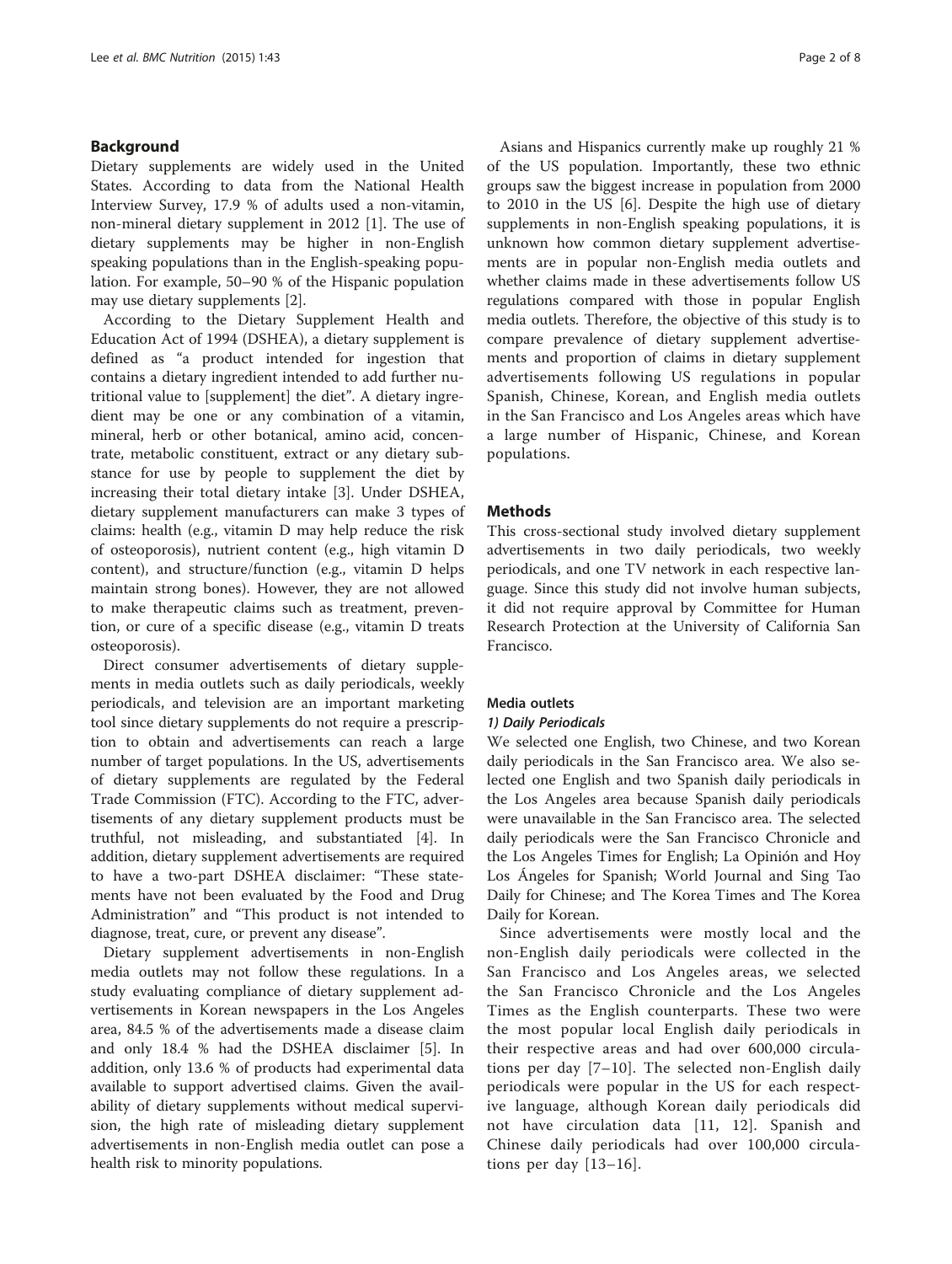## Background

Dietary supplements are widely used in the United States. According to data from the National Health Interview Survey, 17.9 % of adults used a non-vitamin, non-mineral dietary supplement in 2012 [1]. The use of dietary supplements may be higher in non-English speaking populations than in the English-speaking population. For example, 50–90 % of the Hispanic population may use dietary supplements [2].

According to the Dietary Supplement Health and Education Act of 1994 (DSHEA), a dietary supplement is defined as "a product intended for ingestion that contains a dietary ingredient intended to add further nutritional value to [supplement] the diet". A dietary ingredient may be one or any combination of a vitamin, mineral, herb or other botanical, amino acid, concentrate, metabolic constituent, extract or any dietary substance for use by people to supplement the diet by increasing their total dietary intake [3]. Under DSHEA, dietary supplement manufacturers can make 3 types of claims: health (e.g., vitamin D may help reduce the risk of osteoporosis), nutrient content (e.g., high vitamin D content), and structure/function (e.g., vitamin D helps maintain strong bones). However, they are not allowed to make therapeutic claims such as treatment, prevention, or cure of a specific disease (e.g., vitamin D treats osteoporosis).

Direct consumer advertisements of dietary supplements in media outlets such as daily periodicals, weekly periodicals, and television are an important marketing tool since dietary supplements do not require a prescription to obtain and advertisements can reach a large number of target populations. In the US, advertisements of dietary supplements are regulated by the Federal Trade Commission (FTC). According to the FTC, advertisements of any dietary supplement products must be truthful, not misleading, and substantiated [4]. In addition, dietary supplement advertisements are required to have a two-part DSHEA disclaimer: "These statements have not been evaluated by the Food and Drug Administration" and "This product is not intended to diagnose, treat, cure, or prevent any disease".

Dietary supplement advertisements in non-English media outlets may not follow these regulations. In a study evaluating compliance of dietary supplement advertisements in Korean newspapers in the Los Angeles area, 84.5 % of the advertisements made a disease claim and only 18.4 % had the DSHEA disclaimer [5]. In addition, only 13.6 % of products had experimental data available to support advertised claims. Given the availability of dietary supplements without medical supervision, the high rate of misleading dietary supplement advertisements in non-English media outlet can pose a health risk to minority populations.

Asians and Hispanics currently make up roughly 21 % of the US population. Importantly, these two ethnic groups saw the biggest increase in population from 2000 to 2010 in the US [6]. Despite the high use of dietary supplements in non-English speaking populations, it is unknown how common dietary supplement advertisements are in popular non-English media outlets and whether claims made in these advertisements follow US regulations compared with those in popular English media outlets. Therefore, the objective of this study is to compare prevalence of dietary supplement advertisements and proportion of claims in dietary supplement advertisements following US regulations in popular Spanish, Chinese, Korean, and English media outlets in the San Francisco and Los Angeles areas which have a large number of Hispanic, Chinese, and Korean populations.

## Methods

This cross-sectional study involved dietary supplement advertisements in two daily periodicals, two weekly periodicals, and one TV network in each respective language. Since this study did not involve human subjects, it did not require approval by Committee for Human Research Protection at the University of California San Francisco.

### Media outlets

#### *1) Daily Periodicals*

We selected one English, two Chinese, and two Korean daily periodicals in the San Francisco area. We also selected one English and two Spanish daily periodicals in the Los Angeles area because Spanish daily periodicals were unavailable in the San Francisco area. The selected daily periodicals were the San Francisco Chronicle and the Los Angeles Times for English; La Opinión and Hoy Los Ángeles for Spanish; World Journal and Sing Tao Daily for Chinese; and The Korea Times and The Korea Daily for Korean.

Since advertisements were mostly local and the non-English daily periodicals were collected in the San Francisco and Los Angeles areas, we selected the San Francisco Chronicle and the Los Angeles Times as the English counterparts. These two were the most popular local English daily periodicals in their respective areas and had over 600,000 circulations per day [7–10]. The selected non-English daily periodicals were popular in the US for each respective language, although Korean daily periodicals did not have circulation data [11, 12]. Spanish and Chinese daily periodicals had over 100,000 circulations per day [13–16].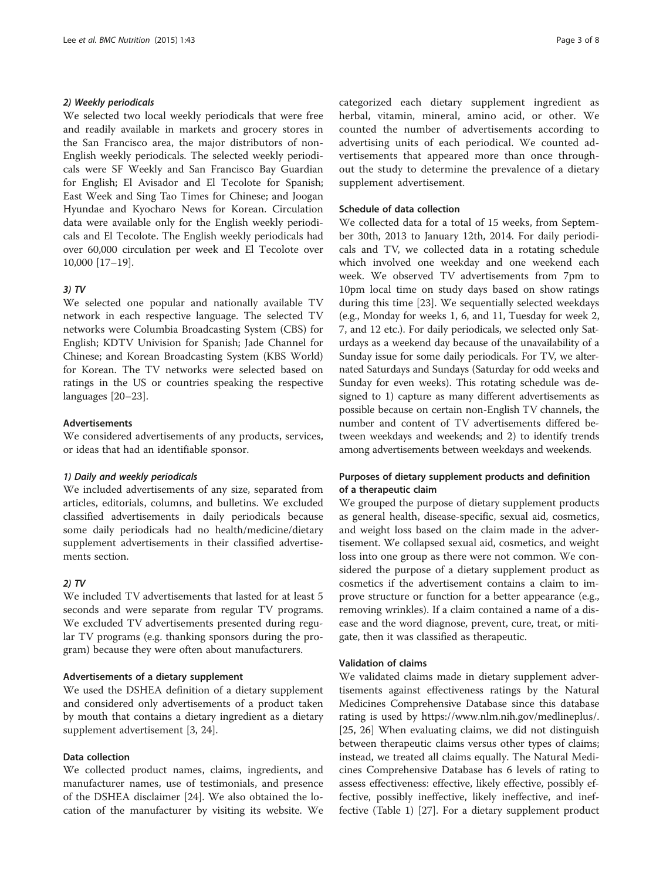#### 2) Weekly periodicals

We selected two local weekly periodicals that were free and readily available in markets and grocery stores in the San Francisco area, the major distributors of non-English weekly periodicals. The selected weekly periodicals were SF Weekly and San Francisco Bay Guardian for English; El Avisador and El Tecolote for Spanish; East Week and Sing Tao Times for Chinese; and Joogan Hyundae and Kyocharo News for Korean. Circulation data were available only for the English weekly periodicals and El Tecolote. The English weekly periodicals had over 60,000 circulation per week and El Tecolote over 10,000 [17–19].

#### 3) TV

We selected one popular and nationally available TV network in each respective language. The selected TV networks were Columbia Broadcasting System (CBS) for English; KDTV Univision for Spanish; Jade Channel for Chinese; and Korean Broadcasting System (KBS World) for Korean. The TV networks were selected based on ratings in the US or countries speaking the respective languages [20–23].

### Advertisements

We considered advertisements of any products, services, or ideas that had an identifiable sponsor.

#### 1) Daily and weekly periodicals

We included advertisements of any size, separated from articles, editorials, columns, and bulletins. We excluded classified advertisements in daily periodicals because some daily periodicals had no health/medicine/dietary supplement advertisements in their classified advertisements section.

#### 2) TV

We included TV advertisements that lasted for at least 5 seconds and were separate from regular TV programs. We excluded TV advertisements presented during regular TV programs (e.g. thanking sponsors during the program) because they were often about manufacturers.

### Advertisements of a dietary supplement

We used the DSHEA definition of a dietary supplement and considered only advertisements of a product taken by mouth that contains a dietary ingredient as a dietary supplement advertisement [3, 24].

### Data collection

We collected product names, claims, ingredients, and manufacturer names, use of testimonials, and presence of the DSHEA disclaimer [24]. We also obtained the location of the manufacturer by visiting its website. We categorized each dietary supplement ingredient as herbal, vitamin, mineral, amino acid, or other. We counted the number of advertisements according to advertising units of each periodical. We counted advertisements that appeared more than once throughout the study to determine the prevalence of a dietary supplement advertisement.

### Schedule of data collection

We collected data for a total of 15 weeks, from September 30th, 2013 to January 12th, 2014. For daily periodicals and TV, we collected data in a rotating schedule which involved one weekday and one weekend each week. We observed TV advertisements from 7pm to 10pm local time on study days based on show ratings during this time [23]. We sequentially selected weekdays (e.g., Monday for weeks 1, 6, and 11, Tuesday for week 2, 7, and 12 etc.). For daily periodicals, we selected only Saturdays as a weekend day because of the unavailability of a Sunday issue for some daily periodicals. For TV, we alternated Saturdays and Sundays (Saturday for odd weeks and Sunday for even weeks). This rotating schedule was designed to 1) capture as many different advertisements as possible because on certain non-English TV channels, the number and content of TV advertisements differed between weekdays and weekends; and 2) to identify trends among advertisements between weekdays and weekends.

### Purposes of dietary supplement products and definition of a therapeutic claim

We grouped the purpose of dietary supplement products as general health, disease-specific, sexual aid, cosmetics, and weight loss based on the claim made in the advertisement. We collapsed sexual aid, cosmetics, and weight loss into one group as there were not common. We considered the purpose of a dietary supplement product as cosmetics if the advertisement contains a claim to improve structure or function for a better appearance (e.g., removing wrinkles). If a claim contained a name of a disease and the word diagnose, prevent, cure, treat, or mitigate, then it was classified as therapeutic.

### Validation of claims

We validated claims made in dietary supplement advertisements against effectiveness ratings by the Natural Medicines Comprehensive Database since this database rating is used by https://www.nlm.nih.gov/medlineplus/. [25, 26] When evaluating claims, we did not distinguish between therapeutic claims versus other types of claims; instead, we treated all claims equally. The Natural Medicines Comprehensive Database has 6 levels of rating to assess effectiveness: effective, likely effective, possibly effective, possibly ineffective, likely ineffective, and ineffective (Table 1) [27]. For a dietary supplement product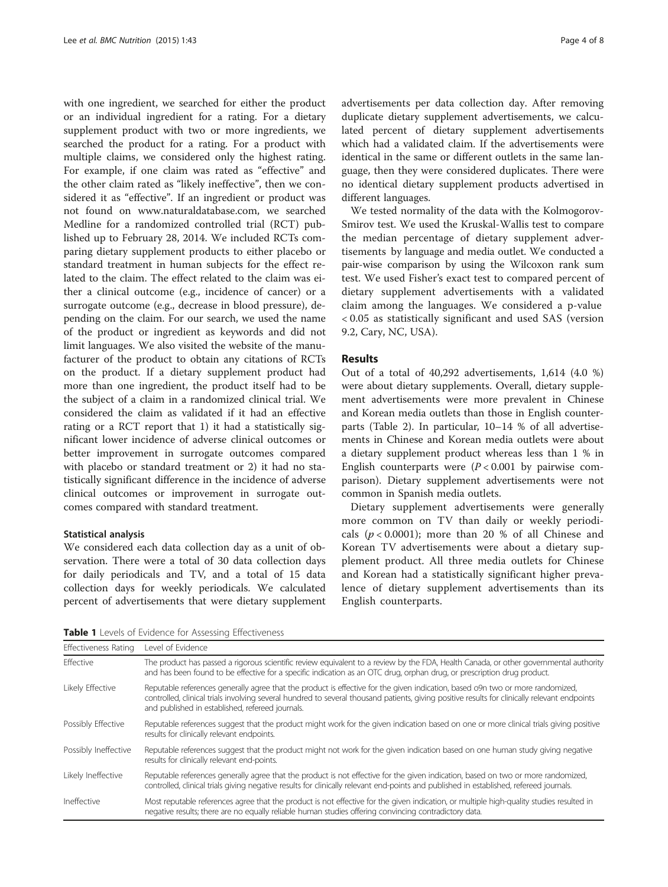with one ingredient, we searched for either the product or an individual ingredient for a rating. For a dietary supplement product with two or more ingredients, we searched the product for a rating. For a product with multiple claims, we considered only the highest rating. For example, if one claim was rated as "effective" and the other claim rated as "likely ineffective", then we considered it as "effective". If an ingredient or product was not found on www.naturaldatabase.com, we searched Medline for a randomized controlled trial (RCT) published up to February 28, 2014. We included RCTs comparing dietary supplement products to either placebo or standard treatment in human subjects for the effect related to the claim. The effect related to the claim was either a clinical outcome (e.g., incidence of cancer) or a surrogate outcome (e.g., decrease in blood pressure), depending on the claim. For our search, we used the name of the product or ingredient as keywords and did not limit languages. We also visited the website of the manufacturer of the product to obtain any citations of RCTs on the product. If a dietary supplement product had more than one ingredient, the product itself had to be the subject of a claim in a randomized clinical trial. We considered the claim as validated if it had an effective rating or a RCT report that 1) it had a statistically significant lower incidence of adverse clinical outcomes or better improvement in surrogate outcomes compared with placebo or standard treatment or 2) it had no statistically significant difference in the incidence of adverse clinical outcomes or improvement in surrogate outcomes compared with standard treatment.

### Statistical analysis

We considered each data collection day as a unit of observation. There were a total of 30 data collection days for daily periodicals and TV, and a total of 15 data collection days for weekly periodicals. We calculated percent of advertisements that were dietary supplement advertisements per data collection day. After removing duplicate dietary supplement advertisements, we calculated percent of dietary supplement advertisements which had a validated claim. If the advertisements were identical in the same or different outlets in the same language, then they were considered duplicates. There were no identical dietary supplement products advertised in different languages.

We tested normality of the data with the Kolmogorov-Smirov test. We used the Kruskal-Wallis test to compare the median percentage of dietary supplement advertisements by language and media outlet. We conducted a pair-wise comparison by using the Wilcoxon rank sum test. We used Fisher's exact test to compared percent of dietary supplement advertisements with a validated claim among the languages. We considered a p-value $< 0.05$ as statistically significant and used SAS (version 9.2, Cary, NC, USA).

## Results

Out of a total of 40,292 advertisements, 1,614 (4.0 %) were about dietary supplements. Overall, dietary supplement advertisements were more prevalent in Chinese and Korean media outlets than those in English counterparts (Table 2). In particular, 10–14 % of all advertisements in Chinese and Korean media outlets were about a dietary supplement product whereas less than 1 % in English counterparts were ($P < 0.001$ by pairwise comparison). Dietary supplement advertisements were not common in Spanish media outlets.

Dietary supplement advertisements were generally more common on TV than daily or weekly periodicals ($p < 0.0001$); more than 20 % of all Chinese and Korean TV advertisements were about a dietary supplement product. All three media outlets for Chinese and Korean had a statistically significant higher prevalence of dietary supplement advertisements than its English counterparts.

**Table 1** Levels of Evidence for Assessing Effectiveness

| Effectiveness Rating | Level of Evidence |
|---|---|
| Effective | The product has passed a rigorous scientific review equivalent to a review by the FDA, Health Canada, or other governmental authority and has been found to be effective for a specific indication as an OTC drug, orphan drug, or prescription drug product. |
| Likely Effective | Reputable references generally agree that the product is effective for the given indication, based o9n two or more randomized, controlled, clinical trials involving several hundred to several thousand patients, giving positive results for clinically relevant endpoints and published in established, refereed journals. |
| Possibly Effective | Reputable references suggest that the product might work for the given indication based on one or more clinical trials giving positive results for clinically relevant endpoints. |
| Possibly Ineffective | Reputable references suggest that the product might not work for the given indication based on one human study giving negative results for clinically relevant end-points. |
| Likely Ineffective | Reputable references generally agree that the product is not effective for the given indication, based on two or more randomized, controlled, clinical trials giving negative results for clinically relevant end-points and published in established, refereed journals. |
| Ineffective | Most reputable references agree that the product is not effective for the given indication, or multiple high-quality studies resulted in negative results; there are no equally reliable human studies offering convincing contradictory data. |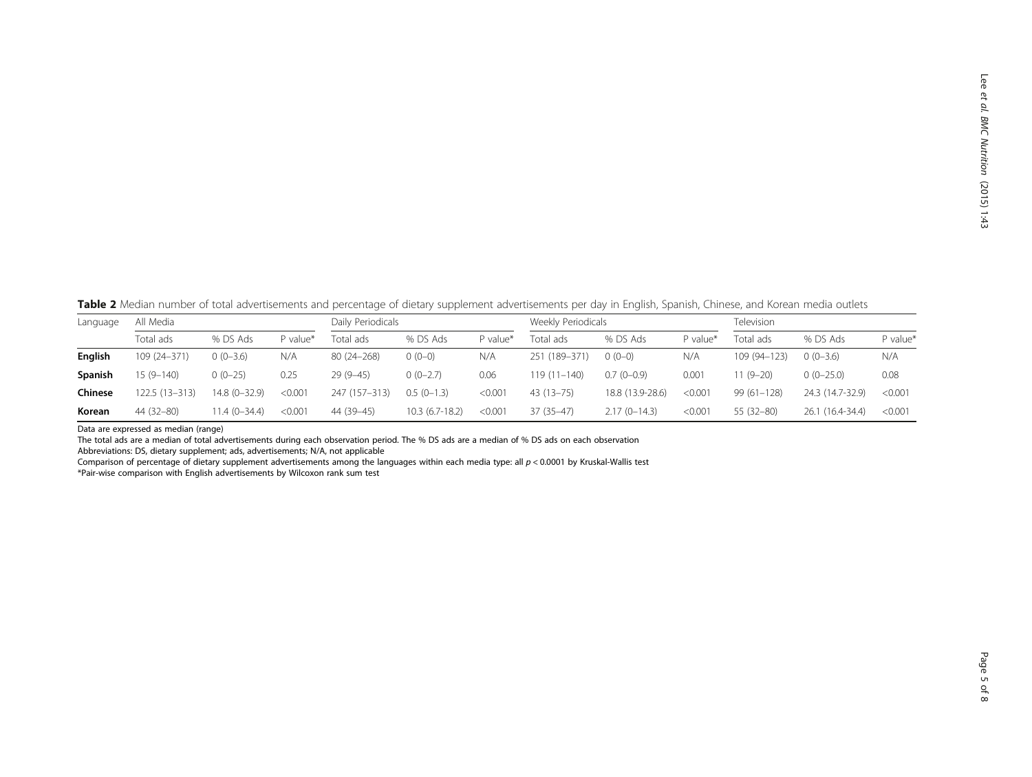**Table 2** Median number of total advertisements and percentage of dietary supplement advertisements per day in English, Spanish, Chinese, and Korean media outlets

| Language | All Media | | | Daily Periodicals | | | Weekly Periodicals | | | Television | | |
|---|---|---|---|---|---|---|---|---|---|---|---|---|
| | Total ads | % DS Ads | P value* | Total ads | % DS Ads | P value* | Total ads | % DS Ads | P value* | Total ads | % DS Ads | P value* |
| **English** | 109 (24–371) | 0 (0–3.6) | N/A | 80 (24–268) | 0 (0–0) | N/A | 251 (189–371) | 0 (0–0) | N/A | 109 (94–123) | 0 (0–3.6) | N/A |
| **Spanish** | 15 (9–140) | 0 (0–25) | 0.25 | 29 (9–45) | 0 (0–2.7) | 0.06 | 119 (11–140) | 0.7 (0–0.9) | 0.001 | 11 (9–20) | 0 (0–25.0) | 0.08 |
| **Chinese** | 122.5 (13–313) | 14.8 (0–32.9) | <0.001 | 247 (157–313) | 0.5 (0–1.3) | <0.001 | 43 (13–75) | 18.8 (13.9-28.6) | <0.001 | 99 (61–128) | 24.3 (14.7-32.9) | <0.001 |
| **Korean** | 44 (32–80) | 11.4 (0–34.4) | <0.001 | 44 (39–45) | 10.3 (6.7-18.2) | <0.001 | 37 (35–47) | 2.17 (0–14.3) | <0.001 | 55 (32–80) | 26.1 (16.4-34.4) | <0.001 |

Data are expressed as median (range)

The total ads are a median of total advertisements during each observation period. The % DS ads are a median of % DS ads on each observation

Abbreviations: DS, dietary supplement; ads, advertisements; N/A, not applicable

Comparison of percentage of dietary supplement advertisements among the languages within each media type: all $p < 0.0001$ by Kruskal-Wallis test

*Pair-wise comparison with English advertisements by Wilcoxon rank sum test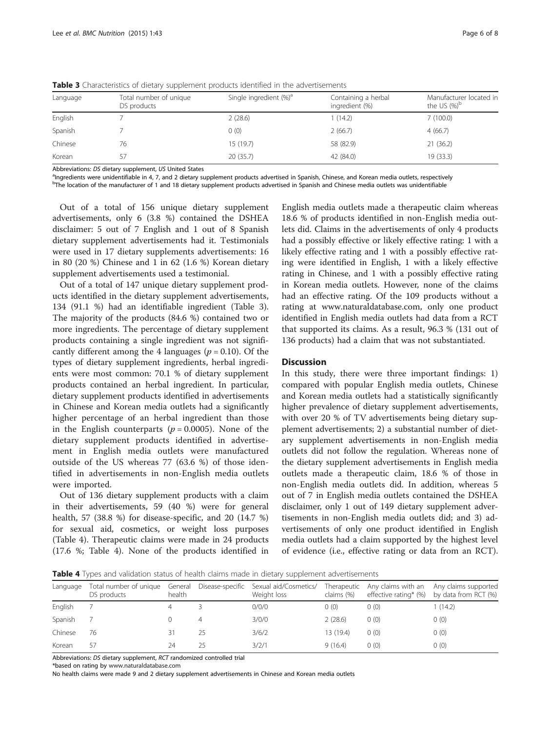**Table 3** Characteristics of dietary supplement products identified in the advertisements

| Language | Total number of unique DS products | Single ingredient (%)[a] | Containing a herbal ingredient (%) | Manufacturer located in the US (%)[b] |
|---|---|---|---|---|
| English | 7 | 2 (28.6) | 1 (14.2) | 7 (100.0) |
| Spanish | 7 | 0 (0) | 2 (66.7) | 4 (66.7) |
| Chinese | 76 | 15 (19.7) | 58 (82.9) | 21 (36.2) |
| Korean | 57 | 20 (35.7) | 42 (84.0) | 19 (33.3) |

Abbreviations: *DS* dietary supplement, *US* United States

[a]Ingredients were unidentifiable in 4, 7, and 2 dietary supplement products advertised in Spanish, Chinese, and Korean media outlets, respectively

[b]The location of the manufacturer of 1 and 18 dietary supplement products advertised in Spanish and Chinese media outlets was unidentifiable

Out of a total of 156 unique dietary supplement advertisements, only 6 (3.8 %) contained the DSHEA disclaimer: 5 out of 7 English and 1 out of 8 Spanish dietary supplement advertisements had it. Testimonials were used in 17 dietary supplements advertisements: 16 in 80 (20 %) Chinese and 1 in 62 (1.6 %) Korean dietary supplement advertisements used a testimonial.

Out of a total of 147 unique dietary supplement products identified in the dietary supplement advertisements, 134 (91.1 %) had an identifiable ingredient (Table 3). The majority of the products (84.6 %) contained two or more ingredients. The percentage of dietary supplement products containing a single ingredient was not significantly different among the 4 languages ($p = 0.10$). Of the types of dietary supplement ingredients, herbal ingredients were most common: 70.1 % of dietary supplement products contained an herbal ingredient. In particular, dietary supplement products identified in advertisements in Chinese and Korean media outlets had a significantly higher percentage of an herbal ingredient than those in the English counterparts ($p = 0.0005$). None of the dietary supplement products identified in advertisement in English media outlets were manufactured outside of the US whereas 77 (63.6 %) of those identified in advertisements in non-English media outlets were imported.

Out of 136 dietary supplement products with a claim in their advertisements, 59 (40 %) were for general health, 57 (38.8 %) for disease-specific, and 20 (14.7 %) for sexual aid, cosmetics, or weight loss purposes (Table 4). Therapeutic claims were made in 24 products (17.6 %; Table 4). None of the products identified in English media outlets made a therapeutic claim whereas 18.6 % of products identified in non-English media outlets did. Claims in the advertisements of only 4 products had a possibly effective or likely effective rating: 1 with a likely effective rating and 1 with a possibly effective rating were identified in English, 1 with a likely effective rating in Chinese, and 1 with a possibly effective rating in Korean media outlets. However, none of the claims had an effective rating. Of the 109 products without a rating at www.naturaldatabase.com, only one product identified in English media outlets had data from a RCT that supported its claims. As a result, 96.3 % (131 out of 136 products) had a claim that was not substantiated.

## Discussion

In this study, there were three important findings: 1) compared with popular English media outlets, Chinese and Korean media outlets had a statistically significantly higher prevalence of dietary supplement advertisements, with over 20 % of TV advertisements being dietary supplement advertisements; 2) a substantial number of dietary supplement advertisements in non-English media outlets did not follow the regulation. Whereas none of the dietary supplement advertisements in English media outlets made a therapeutic claim, 18.6 % of those in non-English media outlets did. In addition, whereas 5 out of 7 in English media outlets contained the DSHEA disclaimer, only 1 out of 149 dietary supplement advertisements in non-English media outlets did; and 3) advertisements of only one product identified in English media outlets had a claim supported by the highest level of evidence (i.e., effective rating or data from an RCT).

**Table 4** Types and validation status of health claims made in dietary supplement advertisements

| Language | Total number of unique DS products | General health | Disease-specific | Sexual aid/Cosmetics/ Weight loss | Therapeutic claims (%) | Any claims with an effective rating* (%) | Any claims supported by data from RCT (%) |
|---|---|---|---|---|---|---|---|
| English | 7 | 4 | 3 | 0/0/0 | 0 (0) | 0 (0) | 1 (14.2) |
| Spanish | 7 | 0 | 4 | 3/0/0 | 2 (28.6) | 0 (0) | 0 (0) |
| Chinese | 76 | 31 | 25 | 3/6/2 | 13 (19.4) | 0 (0) | 0 (0) |
| Korean | 57 | 24 | 25 | 3/2/1 | 9 (16.4) | 0 (0) | 0 (0) |

Abbreviations: *DS* dietary supplement, *RCT* randomized controlled trial

*based on rating by www.naturaldatabase.com

No health claims were made 9 and 2 dietary supplement advertisements in Chinese and Korean media outlets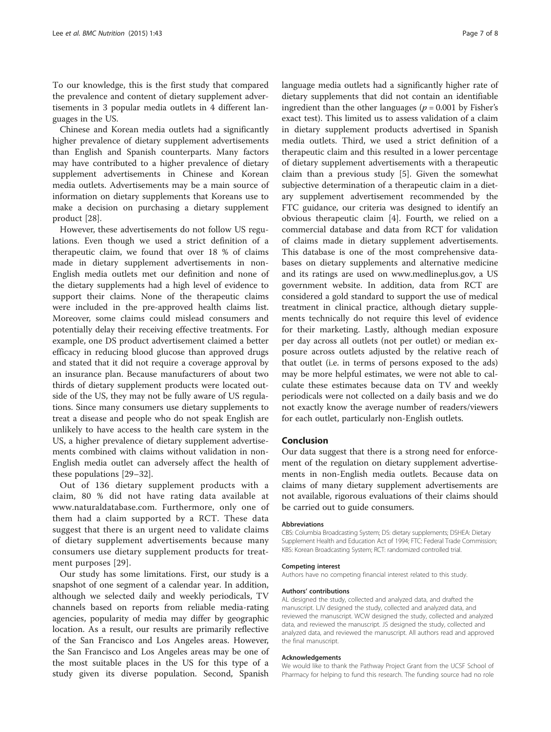To our knowledge, this is the first study that compared the prevalence and content of dietary supplement advertisements in 3 popular media outlets in 4 different languages in the US.

Chinese and Korean media outlets had a significantly higher prevalence of dietary supplement advertisements than English and Spanish counterparts. Many factors may have contributed to a higher prevalence of dietary supplement advertisements in Chinese and Korean media outlets. Advertisements may be a main source of information on dietary supplements that Koreans use to make a decision on purchasing a dietary supplement product [28].

However, these advertisements do not follow US regulations. Even though we used a strict definition of a therapeutic claim, we found that over 18 % of claims made in dietary supplement advertisements in non-English media outlets met our definition and none of the dietary supplements had a high level of evidence to support their claims. None of the therapeutic claims were included in the pre-approved health claims list. Moreover, some claims could mislead consumers and potentially delay their receiving effective treatments. For example, one DS product advertisement claimed a better efficacy in reducing blood glucose than approved drugs and stated that it did not require a coverage approval by an insurance plan. Because manufacturers of about two thirds of dietary supplement products were located outside of the US, they may not be fully aware of US regulations. Since many consumers use dietary supplements to treat a disease and people who do not speak English are unlikely to have access to the health care system in the US, a higher prevalence of dietary supplement advertisements combined with claims without validation in non-English media outlet can adversely affect the health of these populations [29–32].

Out of 136 dietary supplement products with a claim, 80 % did not have rating data available at www.naturaldatabase.com. Furthermore, only one of them had a claim supported by a RCT. These data suggest that there is an urgent need to validate claims of dietary supplement advertisements because many consumers use dietary supplement products for treatment purposes [29].

Our study has some limitations. First, our study is a snapshot of one segment of a calendar year. In addition, although we selected daily and weekly periodicals, TV channels based on reports from reliable media-rating agencies, popularity of media may differ by geographic location. As a result, our results are primarily reflective of the San Francisco and Los Angeles areas. However, the San Francisco and Los Angeles areas may be one of the most suitable places in the US for this type of a study given its diverse population. Second, Spanish language media outlets had a significantly higher rate of dietary supplements that did not contain an identifiable ingredient than the other languages ($p = 0.001$ by Fisher's exact test). This limited us to assess validation of a claim in dietary supplement products advertised in Spanish media outlets. Third, we used a strict definition of a therapeutic claim and this resulted in a lower percentage of dietary supplement advertisements with a therapeutic claim than a previous study [5]. Given the somewhat subjective determination of a therapeutic claim in a dietary supplement advertisement recommended by the FTC guidance, our criteria was designed to identify an obvious therapeutic claim [4]. Fourth, we relied on a commercial database and data from RCT for validation of claims made in dietary supplement advertisements. This database is one of the most comprehensive databases on dietary supplements and alternative medicine and its ratings are used on www.medlineplus.gov, a US government website. In addition, data from RCT are considered a gold standard to support the use of medical treatment in clinical practice, although dietary supplements technically do not require this level of evidence for their marketing. Lastly, although median exposure per day across all outlets (not per outlet) or median exposure across outlets adjusted by the relative reach of that outlet (i.e. in terms of persons exposed to the ads) may be more helpful estimates, we were not able to calculate these estimates because data on TV and weekly periodicals were not collected on a daily basis and we do not exactly know the average number of readers/viewers for each outlet, particularly non-English outlets.

## Conclusion

Our data suggest that there is a strong need for enforcement of the regulation on dietary supplement advertisements in non-English media outlets. Because data on claims of many dietary supplement advertisements are not available, rigorous evaluations of their claims should be carried out to guide consumers.

#### Abbreviations

CBS: Columbia Broadcasting System; DS: dietary supplements; DSHEA: Dietary Supplement Health and Education Act of 1994; FTC: Federal Trade Commission; KBS: Korean Broadcasting System; RCT: randomized controlled trial.

#### Competing interest

Authors have no competing financial interest related to this study.

#### Authors' contributions

AL designed the study, collected and analyzed data, and drafted the manuscript. LJV designed the study, collected and analyzed data, and reviewed the manuscript. WCW designed the study, collected and analyzed data, and reviewed the manuscript. JS designed the study, collected and analyzed data, and reviewed the manuscript. All authors read and approved the final manuscript.

#### Acknowledgements

We would like to thank the Pathway Project Grant from the UCSF School of Pharmacy for helping to fund this research. The funding source had no role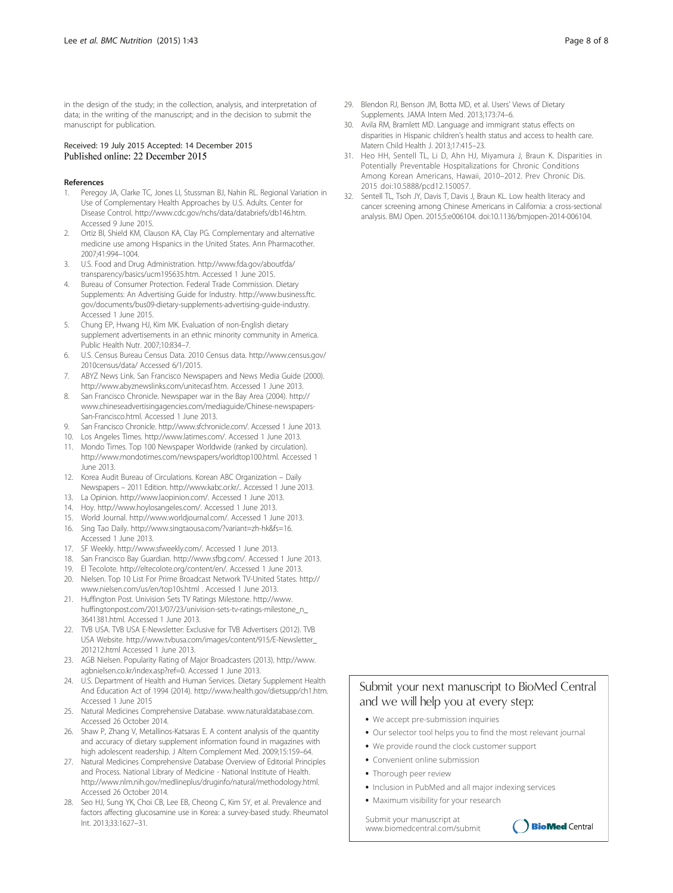in the design of the study; in the collection, analysis, and interpretation of data; in the writing of the manuscript; and in the decision to submit the manuscript for publication.

Received: 19 July 2015 Accepted: 14 December 2015
Published online: 22 December 2015

## References

1. Peregoy JA, Clarke TC, Jones LI, Stussman BJ, Nahin RL. Regional Variation in Use of Complementary Health Approaches by U.S. Adults. Center for Disease Control. http://www.cdc.gov/nchs/data/databriefs/db146.htm. Accessed 9 June 2015.
2. Ortiz BI, Shield KM, Clauson KA, Clay PG. Complementary and alternative medicine use among Hispanics in the United States. Ann Pharmacother. 2007;41:994–1004.
3. U.S. Food and Drug Administration. http://www.fda.gov/aboutfda/transparency/basics/ucm195635.htm. Accessed 1 June 2015.
4. Bureau of Consumer Protection. Federal Trade Commission. Dietary Supplements: An Advertising Guide for Industry. http://www.business.ftc.gov/documents/bus09-dietary-supplements-advertising-guide-industry. Accessed 1 June 2015.
5. Chung EP, Hwang HJ, Kim MK. Evaluation of non-English dietary supplement advertisements in an ethnic minority community in America. Public Health Nutr. 2007;10:834–7.
6. U.S. Census Bureau Census Data. 2010 Census data. http://www.census.gov/2010census/data/ Accessed 6/1/2015.
7. ABYZ News Link. San Francisco Newspapers and News Media Guide (2000). http://www.abyznewslinks.com/unitecasf.htm. Accessed 1 June 2013.
8. San Francisco Chronicle. Newspaper war in the Bay Area (2004). http://www.chineseadvertisingagencies.com/mediaguide/Chinese-newspapers-San-Francisco.html. Accessed 1 June 2013.
9. San Francisco Chronicle. http://www.sfchronicle.com/. Accessed 1 June 2013.
10. Los Angeles Times. http://www.latimes.com/. Accessed 1 June 2013.
11. Mondo Times. Top 100 Newspaper Worldwide (ranked by circulation). http://www.mondotimes.com/newspapers/worldtop100.html. Accessed 1 June 2013.
12. Korea Audit Bureau of Circulations. Korean ABC Organization – Daily Newspapers – 2011 Edition. http://www.kabc.or.kr/.. Accessed 1 June 2013.
13. La Opinion. http://www.laopinion.com/. Accessed 1 June 2013.
14. Hoy. http://www.hoylosangeles.com/. Accessed 1 June 2013.
15. World Journal. http://www.worldjournal.com/. Accessed 1 June 2013.
16. Sing Tao Daily. http://www.singtaousa.com/?variant=zh-hk&fs=16. Accessed 1 June 2013.
17. SF Weekly. http://www.sfweekly.com/. Accessed 1 June 2013.
18. San Francisco Bay Guardian. http://www.sfbg.com/. Accessed 1 June 2013.
19. El Tecolote. http://eltecolote.org/content/en/. Accessed 1 June 2013.
20. Nielsen. Top 10 List For Prime Broadcast Network TV-United States. http://www.nielsen.com/us/en/top10s.html . Accessed 1 June 2013.
21. Huffington Post. Univision Sets TV Ratings Milestone. http://www.huffingtonpost.com/2013/07/23/univision-sets-tv-ratings-milestone_n_3641381.html. Accessed 1 June 2013.
22. TVB USA. TVB USA E-Newsletter: Exclusive for TVB Advertisers (2012). TVB USA Website. http://www.tvbusa.com/images/content/915/E-Newsletter_201212.html Accessed 1 June 2013.
23. AGB Nielsen. Popularity Rating of Major Broadcasters (2013). http://www.agbnielsen.co.kr/index.asp?ref=0. Accessed 1 June 2013.
24. U.S. Department of Health and Human Services. Dietary Supplement Health And Education Act of 1994 (2014). http://www.health.gov/dietsupp/ch1.htm. Accessed 1 June 2015
25. Natural Medicines Comprehensive Database. www.naturaldatabase.com. Accessed 26 October 2014.
26. Shaw P, Zhang V, Metallinos-Katsaras E. A content analysis of the quantity and accuracy of dietary supplement information found in magazines with high adolescent readership. J Altern Complement Med. 2009;15:159–64.
27. Natural Medicines Comprehensive Database Overview of Editorial Principles and Process. National Library of Medicine - National Institute of Health. http://www.nlm.nih.gov/medlineplus/druginfo/natural/methodology.html. Accessed 26 October 2014.
28. Seo HJ, Sung YK, Choi CB, Lee EB, Cheong C, Kim SY, et al. Prevalence and factors affecting glucosamine use in Korea: a survey-based study. Rheumatol Int. 2013;33:1627–31.
29. Blendon RJ, Benson JM, Botta MD, et al. Users' Views of Dietary Supplements. JAMA Intern Med. 2013;173:74–6.
30. Avila RM, Bramlett MD. Language and immigrant status effects on disparities in Hispanic children's health status and access to health care. Matern Child Health J. 2013;17:415–23.
31. Heo HH, Sentell TL, Li D, Ahn HJ, Miyamura J, Braun K. Disparities in Potentially Preventable Hospitalizations for Chronic Conditions Among Korean Americans, Hawaii, 2010–2012. Prev Chronic Dis. 2015 doi:10.5888/pcd12.150057.
32. Sentell TL, Tsoh JY, Davis T, Davis J, Braun KL. Low health literacy and cancer screening among Chinese Americans in California: a cross-sectional analysis. BMJ Open. 2015;5:e006104. doi:10.1136/bmjopen-2014-006104.

Submit your next manuscript to BioMed Central and we will help you at every step:

- We accept pre-submission inquiries
- Our selector tool helps you to find the most relevant journal
- We provide round the clock customer support
- Convenient online submission
- Thorough peer review
- Inclusion in PubMed and all major indexing services
- Maximum visibility for your research

Submit your manuscript at www.biomedcentral.com/submit

BioMed Central